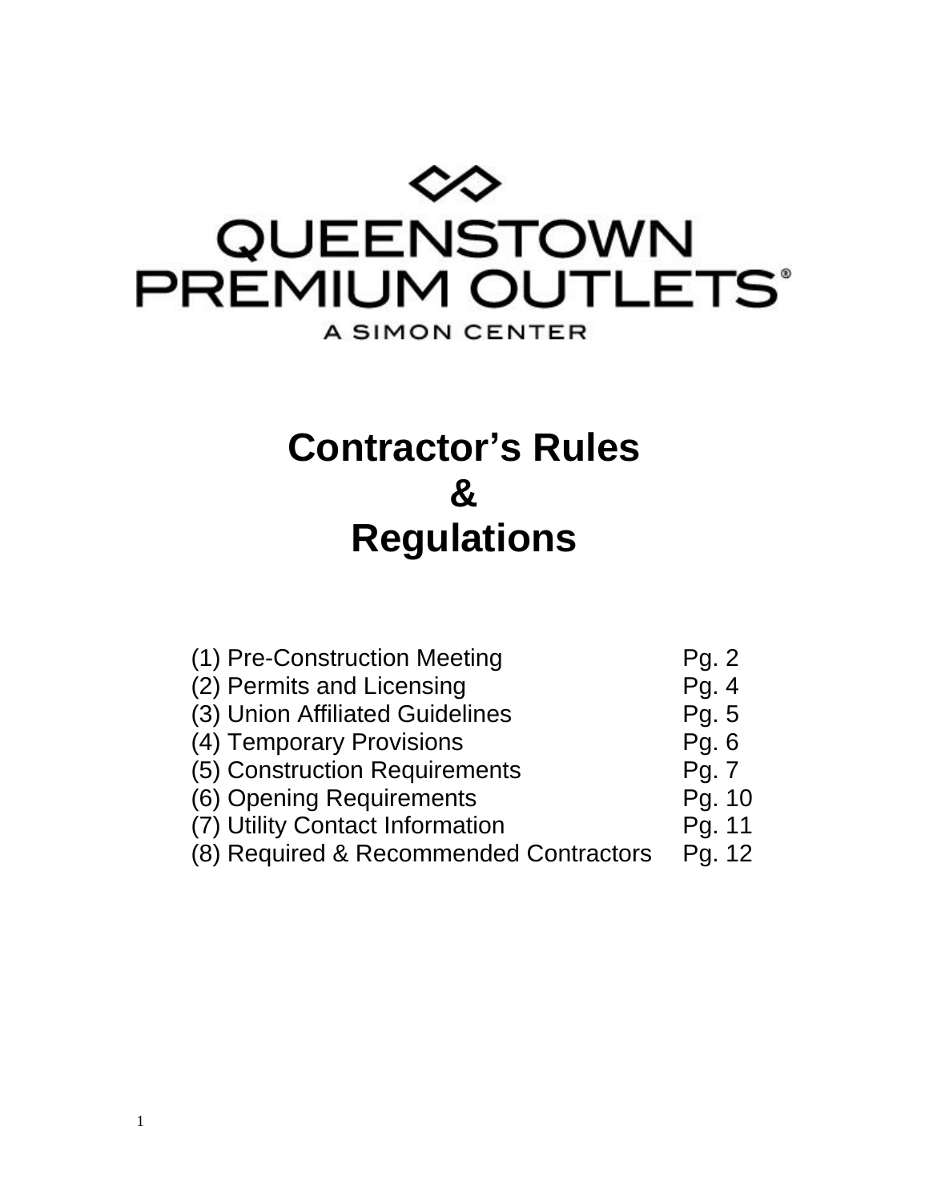QUEENSTOWN PREMIUM OUTLETS®

A SIMON CENTER

# Contractor's Rules & Regulations

| | |
|---|---|
| (1) Pre-Construction Meeting | Pg. 2 |
| (2) Permits and Licensing | Pg. 4 |
| (3) Union Affiliated Guidelines | Pg. 5 |
| (4) Temporary Provisions | Pg. 6 |
| (5) Construction Requirements | Pg. 7 |
| (6) Opening Requirements | Pg. 10 |
| (7) Utility Contact Information | Pg. 11 |
| (8) Required & Recommended Contractors | Pg. 12 |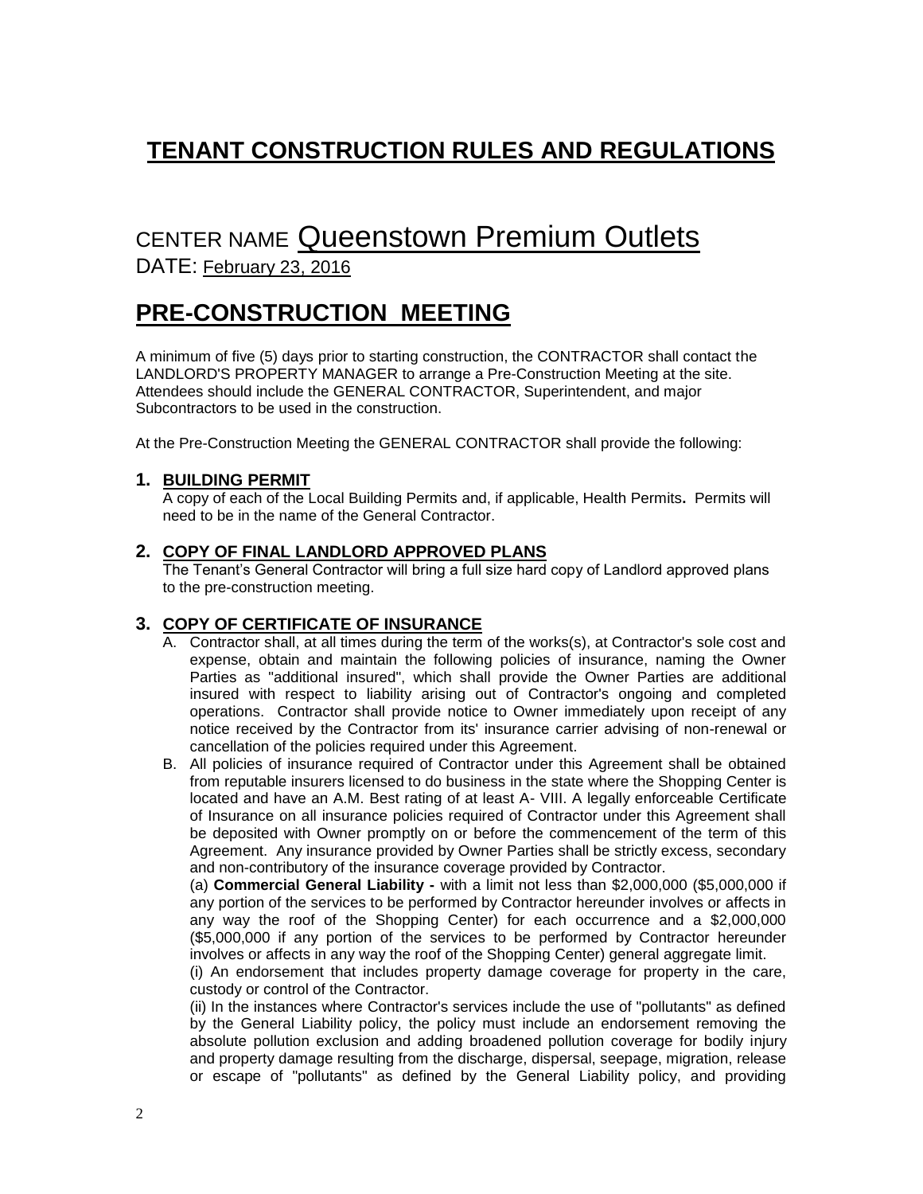# TENANT CONSTRUCTION RULES AND REGULATIONS

## CENTER NAME Queenstown Premium Outlets

DATE: February 23, 2016

## PRE-CONSTRUCTION MEETING

A minimum of five (5) days prior to starting construction, the CONTRACTOR shall contact the LANDLORD'S PROPERTY MANAGER to arrange a Pre-Construction Meeting at the site. Attendees should include the GENERAL CONTRACTOR, Superintendent, and major Subcontractors to be used in the construction.

At the Pre-Construction Meeting the GENERAL CONTRACTOR shall provide the following:

### 1. BUILDING PERMIT

A copy of each of the Local Building Permits and, if applicable, Health Permits**.** Permits will need to be in the name of the General Contractor.

### 2. COPY OF FINAL LANDLORD APPROVED PLANS

The Tenant's General Contractor will bring a full size hard copy of Landlord approved plans to the pre-construction meeting.

### 3. COPY OF CERTIFICATE OF INSURANCE

A. Contractor shall, at all times during the term of the works(s), at Contractor's sole cost and expense, obtain and maintain the following policies of insurance, naming the Owner Parties as "additional insured", which shall provide the Owner Parties are additional insured with respect to liability arising out of Contractor's ongoing and completed operations. Contractor shall provide notice to Owner immediately upon receipt of any notice received by the Contractor from its' insurance carrier advising of non-renewal or cancellation of the policies required under this Agreement.

B. All policies of insurance required of Contractor under this Agreement shall be obtained from reputable insurers licensed to do business in the state where the Shopping Center is located and have an A.M. Best rating of at least A- VIII. A legally enforceable Certificate of Insurance on all insurance policies required of Contractor under this Agreement shall be deposited with Owner promptly on or before the commencement of the term of this Agreement. Any insurance provided by Owner Parties shall be strictly excess, secondary and non-contributory of the insurance coverage provided by Contractor.

(a) **Commercial General Liability -** with a limit not less than $2,000,000 ($5,000,000 if any portion of the services to be performed by Contractor hereunder involves or affects in any way the roof of the Shopping Center) for each occurrence and a $2,000,000 ($5,000,000 if any portion of the services to be performed by Contractor hereunder involves or affects in any way the roof of the Shopping Center) general aggregate limit.

(i) An endorsement that includes property damage coverage for property in the care, custody or control of the Contractor.

(ii) In the instances where Contractor's services include the use of "pollutants" as defined by the General Liability policy, the policy must include an endorsement removing the absolute pollution exclusion and adding broadened pollution coverage for bodily injury and property damage resulting from the discharge, dispersal, seepage, migration, release or escape of "pollutants" as defined by the General Liability policy, and providing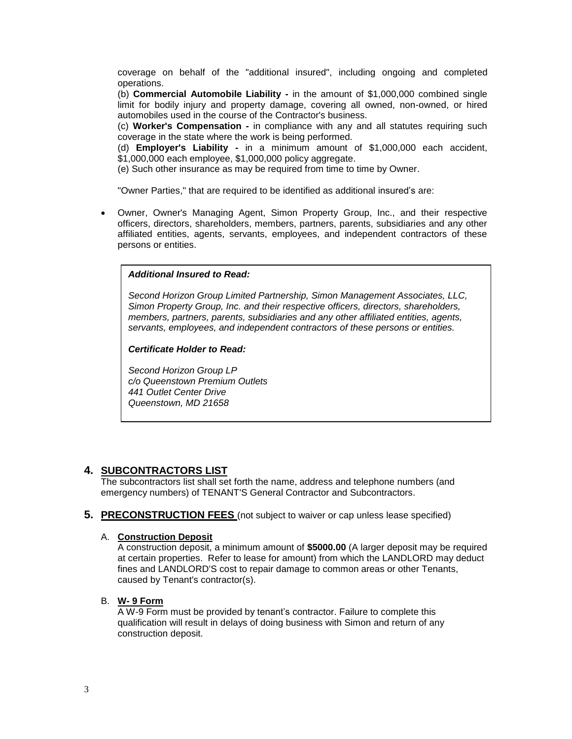coverage on behalf of the "additional insured", including ongoing and completed operations.

(b) **Commercial Automobile Liability -** in the amount of $1,000,000 combined single limit for bodily injury and property damage, covering all owned, non-owned, or hired automobiles used in the course of the Contractor's business.

(c) **Worker's Compensation -** in compliance with any and all statutes requiring such coverage in the state where the work is being performed.

(d) **Employer's Liability -** in a minimum amount of $1,000,000 each accident, $1,000,000 each employee, $1,000,000 policy aggregate.

(e) Such other insurance as may be required from time to time by Owner.

"Owner Parties," that are required to be identified as additional insured's are:

- Owner, Owner's Managing Agent, Simon Property Group, Inc., and their respective officers, directors, shareholders, members, partners, parents, subsidiaries and any other affiliated entities, agents, servants, employees, and independent contractors of these persons or entities.

> ***Additional Insured to Read:***
>
> *Second Horizon Group Limited Partnership, Simon Management Associates, LLC, Simon Property Group, Inc. and their respective officers, directors, shareholders, members, partners, parents, subsidiaries and any other affiliated entities, agents, servants, employees, and independent contractors of these persons or entities.*
>
> ***Certificate Holder to Read:***
>
> *Second Horizon Group LP*
> *c/o Queenstown Premium Outlets*
> *441 Outlet Center Drive*
> *Queenstown, MD 21658*

## 4. SUBCONTRACTORS LIST

The subcontractors list shall set forth the name, address and telephone numbers (and emergency numbers) of TENANT'S General Contractor and Subcontractors.

## 5. PRECONSTRUCTION FEES (not subject to waiver or cap unless lease specified)

### A. Construction Deposit

A construction deposit, a minimum amount of **$5000.00** (A larger deposit may be required at certain properties. Refer to lease for amount) from which the LANDLORD may deduct fines and LANDLORD'S cost to repair damage to common areas or other Tenants, caused by Tenant's contractor(s).

### B. W- 9 Form

A W-9 Form must be provided by tenant's contractor. Failure to complete this qualification will result in delays of doing business with Simon and return of any construction deposit.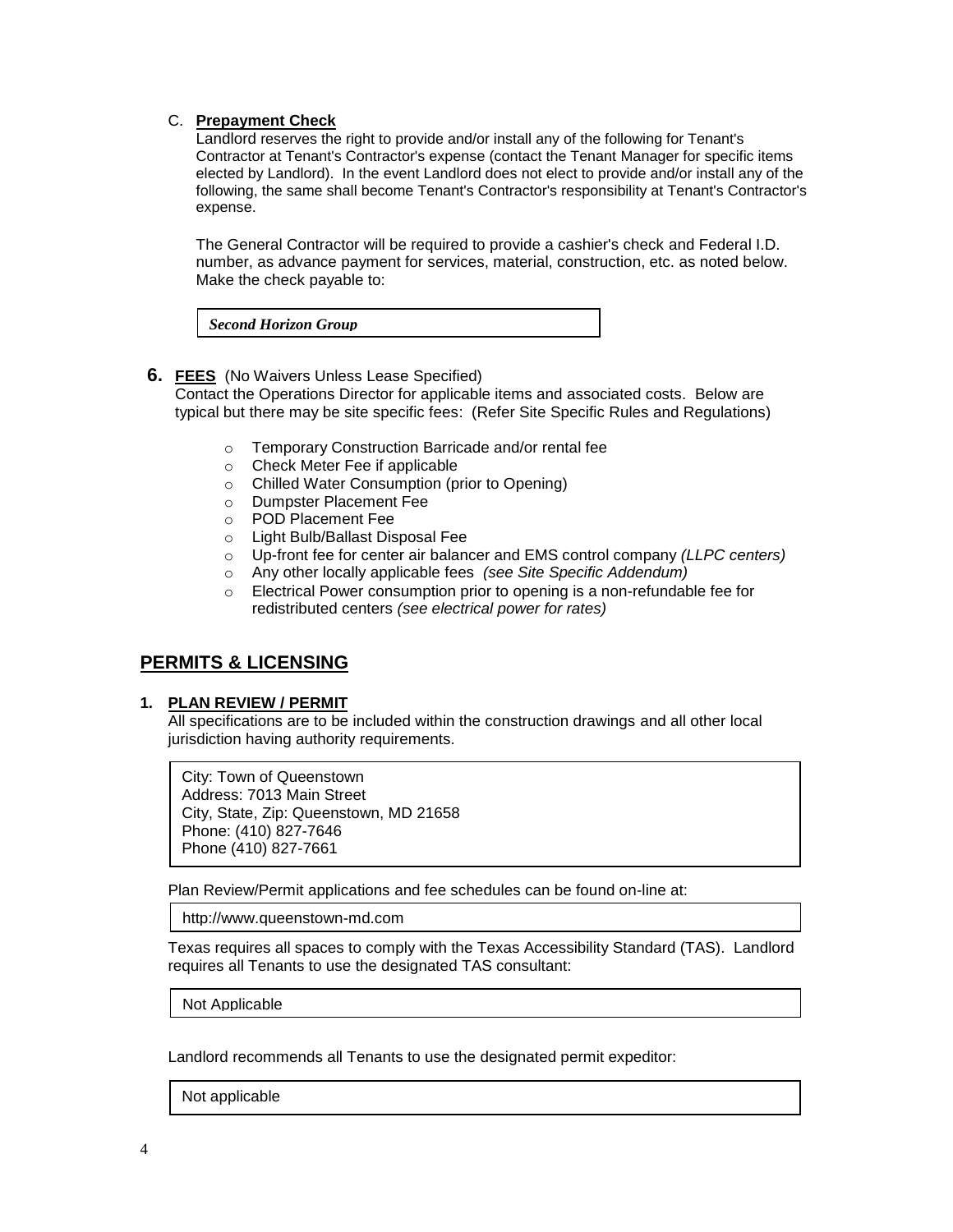C. **Prepayment Check**

Landlord reserves the right to provide and/or install any of the following for Tenant's Contractor at Tenant's Contractor's expense (contact the Tenant Manager for specific items elected by Landlord). In the event Landlord does not elect to provide and/or install any of the following, the same shall become Tenant's Contractor's responsibility at Tenant's Contractor's expense.

The General Contractor will be required to provide a cashier's check and Federal I.D. number, as advance payment for services, material, construction, etc. as noted below. Make the check payable to:

***Second Horizon Group***

**6. FEES** (No Waivers Unless Lease Specified)

Contact the Operations Director for applicable items and associated costs. Below are typical but there may be site specific fees: (Refer Site Specific Rules and Regulations)

- Temporary Construction Barricade and/or rental fee
- Check Meter Fee if applicable
- Chilled Water Consumption (prior to Opening)
- Dumpster Placement Fee
- POD Placement Fee
- Light Bulb/Ballast Disposal Fee
- Up-front fee for center air balancer and EMS control company *(LLPC centers)*
- Any other locally applicable fees *(see Site Specific Addendum)*
- Electrical Power consumption prior to opening is a non-refundable fee for redistributed centers *(see electrical power for rates)*

## PERMITS & LICENSING

**1. PLAN REVIEW / PERMIT**

All specifications are to be included within the construction drawings and all other local jurisdiction having authority requirements.

City: Town of Queenstown
Address: 7013 Main Street
City, State, Zip: Queenstown, MD 21658
Phone: (410) 827-7646
Phone (410) 827-7661

Plan Review/Permit applications and fee schedules can be found on-line at:

http://www.queenstown-md.com

Texas requires all spaces to comply with the Texas Accessibility Standard (TAS). Landlord requires all Tenants to use the designated TAS consultant:

Not Applicable

Landlord recommends all Tenants to use the designated permit expeditor:

Not applicable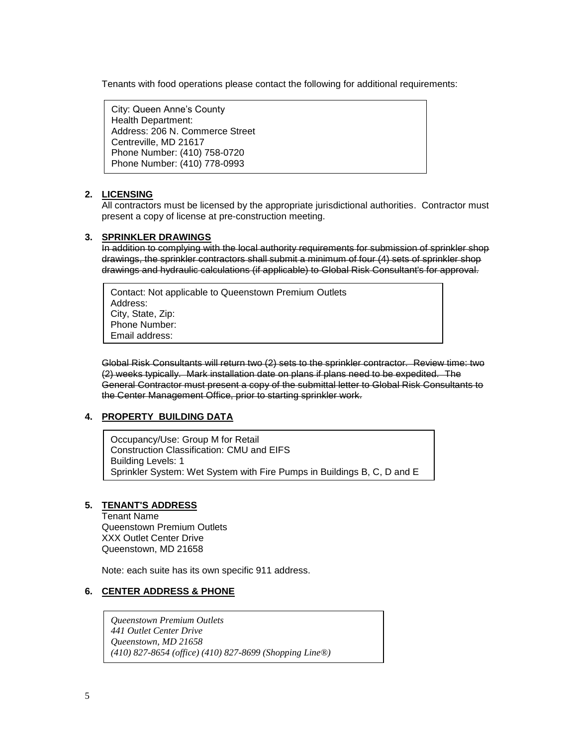Tenants with food operations please contact the following for additional requirements:

City: Queen Anne's County
Health Department:
Address: 206 N. Commerce Street
Centreville, MD 21617
Phone Number: (410) 758-0720
Phone Number: (410) 778-0993

2. **LICENSING**

All contractors must be licensed by the appropriate jurisdictional authorities. Contractor must present a copy of license at pre-construction meeting.

3. **SPRINKLER DRAWINGS**

~~In addition to complying with the local authority requirements for submission of sprinkler shop drawings, the sprinkler contractors shall submit a minimum of four (4) sets of sprinkler shop drawings and hydraulic calculations (if applicable) to Global Risk Consultant's for approval.~~

Contact: Not applicable to Queenstown Premium Outlets
Address:
City, State, Zip:
Phone Number:
Email address:

~~Global Risk Consultants will return two (2) sets to the sprinkler contractor. Review time: two (2) weeks typically. Mark installation date on plans if plans need to be expedited. The General Contractor must present a copy of the submittal letter to Global Risk Consultants to the Center Management Office, prior to starting sprinkler work.~~

4. **PROPERTY BUILDING DATA**

Occupancy/Use: Group M for Retail
Construction Classification: CMU and EIFS
Building Levels: 1
Sprinkler System: Wet System with Fire Pumps in Buildings B, C, D and E

5. **TENANT'S ADDRESS**

Tenant Name
Queenstown Premium Outlets
XXX Outlet Center Drive
Queenstown, MD 21658

Note: each suite has its own specific 911 address.

6. **CENTER ADDRESS & PHONE**

*Queenstown Premium Outlets*
*441 Outlet Center Drive*
*Queenstown, MD 21658*
*(410) 827-8654 (office) (410) 827-8699 (Shopping Line®)*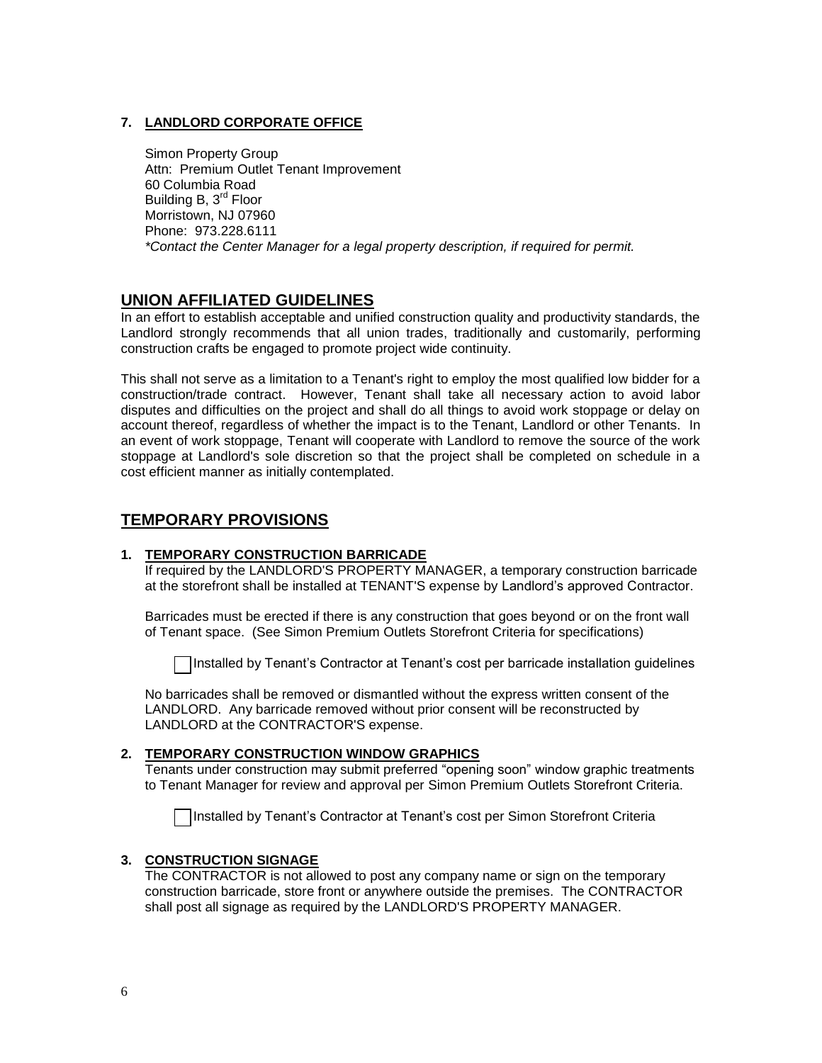### 7. LANDLORD CORPORATE OFFICE

Simon Property Group
Attn: Premium Outlet Tenant Improvement
60 Columbia Road
Building B, 3rd Floor
Morristown, NJ 07960
Phone: 973.228.6111
*\*Contact the Center Manager for a legal property description, if required for permit.*

## UNION AFFILIATED GUIDELINES

In an effort to establish acceptable and unified construction quality and productivity standards, the Landlord strongly recommends that all union trades, traditionally and customarily, performing construction crafts be engaged to promote project wide continuity.

This shall not serve as a limitation to a Tenant's right to employ the most qualified low bidder for a construction/trade contract. However, Tenant shall take all necessary action to avoid labor disputes and difficulties on the project and shall do all things to avoid work stoppage or delay on account thereof, regardless of whether the impact is to the Tenant, Landlord or other Tenants. In an event of work stoppage, Tenant will cooperate with Landlord to remove the source of the work stoppage at Landlord's sole discretion so that the project shall be completed on schedule in a cost efficient manner as initially contemplated.

## TEMPORARY PROVISIONS

### 1. TEMPORARY CONSTRUCTION BARRICADE

If required by the LANDLORD'S PROPERTY MANAGER, a temporary construction barricade at the storefront shall be installed at TENANT'S expense by Landlord's approved Contractor.

Barricades must be erected if there is any construction that goes beyond or on the front wall of Tenant space. (See Simon Premium Outlets Storefront Criteria for specifications)

☐ Installed by Tenant's Contractor at Tenant's cost per barricade installation guidelines

No barricades shall be removed or dismantled without the express written consent of the LANDLORD. Any barricade removed without prior consent will be reconstructed by LANDLORD at the CONTRACTOR'S expense.

### 2. TEMPORARY CONSTRUCTION WINDOW GRAPHICS

Tenants under construction may submit preferred "opening soon" window graphic treatments to Tenant Manager for review and approval per Simon Premium Outlets Storefront Criteria.

☐ Installed by Tenant's Contractor at Tenant's cost per Simon Storefront Criteria

### 3. CONSTRUCTION SIGNAGE

The CONTRACTOR is not allowed to post any company name or sign on the temporary construction barricade, store front or anywhere outside the premises. The CONTRACTOR shall post all signage as required by the LANDLORD'S PROPERTY MANAGER.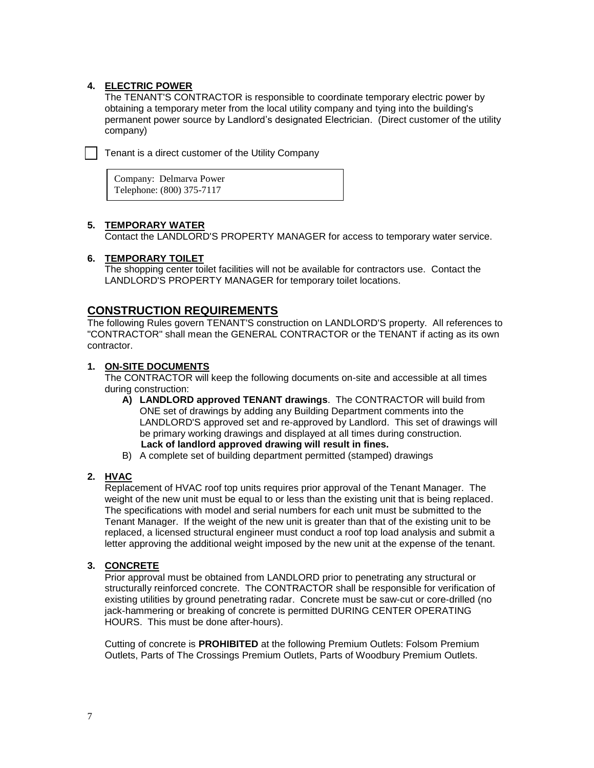**4. ELECTRIC POWER**

The TENANT'S CONTRACTOR is responsible to coordinate temporary electric power by obtaining a temporary meter from the local utility company and tying into the building's permanent power source by Landlord's designated Electrician. (Direct customer of the utility company)

☐ Tenant is a direct customer of the Utility Company

| Company: Delmarva Power<br>Telephone: (800) 375-7117 |
|---|

**5. TEMPORARY WATER**

Contact the LANDLORD'S PROPERTY MANAGER for access to temporary water service.

**6. TEMPORARY TOILET**

The shopping center toilet facilities will not be available for contractors use. Contact the LANDLORD'S PROPERTY MANAGER for temporary toilet locations.

## CONSTRUCTION REQUIREMENTS

The following Rules govern TENANT'S construction on LANDLORD'S property. All references to "CONTRACTOR" shall mean the GENERAL CONTRACTOR or the TENANT if acting as its own contractor.

**1. ON-SITE DOCUMENTS**

The CONTRACTOR will keep the following documents on-site and accessible at all times during construction:

- **A) LANDLORD approved TENANT drawings**. The CONTRACTOR will build from ONE set of drawings by adding any Building Department comments into the LANDLORD'S approved set and re-approved by Landlord. This set of drawings will be primary working drawings and displayed at all times during construction. **Lack of landlord approved drawing will result in fines.**
- B) A complete set of building department permitted (stamped) drawings

**2. HVAC**

Replacement of HVAC roof top units requires prior approval of the Tenant Manager. The weight of the new unit must be equal to or less than the existing unit that is being replaced. The specifications with model and serial numbers for each unit must be submitted to the Tenant Manager. If the weight of the new unit is greater than that of the existing unit to be replaced, a licensed structural engineer must conduct a roof top load analysis and submit a letter approving the additional weight imposed by the new unit at the expense of the tenant.

**3. CONCRETE**

Prior approval must be obtained from LANDLORD prior to penetrating any structural or structurally reinforced concrete. The CONTRACTOR shall be responsible for verification of existing utilities by ground penetrating radar. Concrete must be saw-cut or core-drilled (no jack-hammering or breaking of concrete is permitted DURING CENTER OPERATING HOURS. This must be done after-hours).

Cutting of concrete is **PROHIBITED** at the following Premium Outlets: Folsom Premium Outlets, Parts of The Crossings Premium Outlets, Parts of Woodbury Premium Outlets.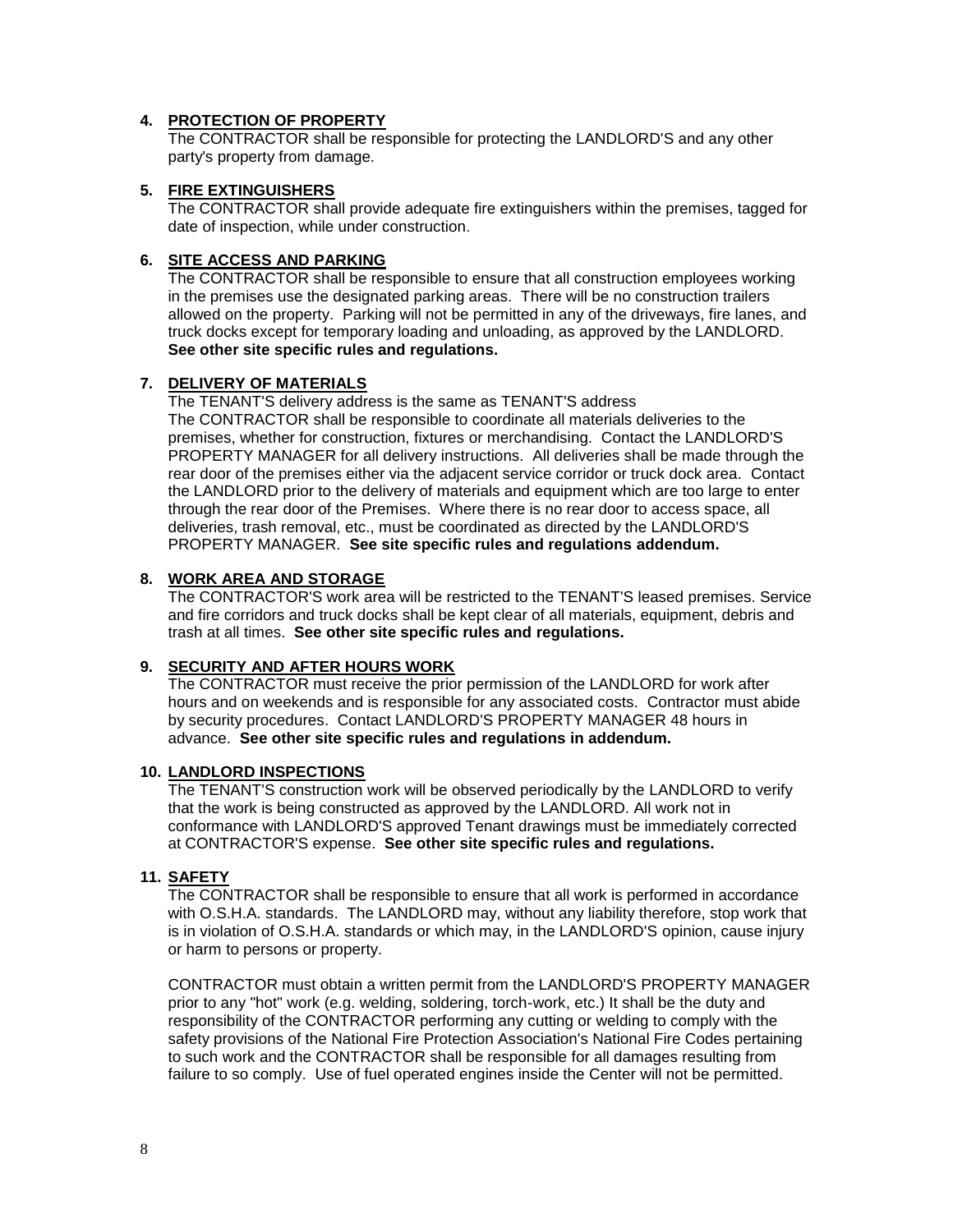**4. PROTECTION OF PROPERTY**

The CONTRACTOR shall be responsible for protecting the LANDLORD'S and any other party's property from damage.

**5. FIRE EXTINGUISHERS**

The CONTRACTOR shall provide adequate fire extinguishers within the premises, tagged for date of inspection, while under construction.

**6. SITE ACCESS AND PARKING**

The CONTRACTOR shall be responsible to ensure that all construction employees working in the premises use the designated parking areas. There will be no construction trailers allowed on the property. Parking will not be permitted in any of the driveways, fire lanes, and truck docks except for temporary loading and unloading, as approved by the LANDLORD. **See other site specific rules and regulations.**

**7. DELIVERY OF MATERIALS**

The TENANT'S delivery address is the same as TENANT'S address
The CONTRACTOR shall be responsible to coordinate all materials deliveries to the premises, whether for construction, fixtures or merchandising. Contact the LANDLORD'S PROPERTY MANAGER for all delivery instructions. All deliveries shall be made through the rear door of the premises either via the adjacent service corridor or truck dock area. Contact the LANDLORD prior to the delivery of materials and equipment which are too large to enter through the rear door of the Premises. Where there is no rear door to access space, all deliveries, trash removal, etc., must be coordinated as directed by the LANDLORD'S PROPERTY MANAGER. **See site specific rules and regulations addendum.**

**8. WORK AREA AND STORAGE**

The CONTRACTOR'S work area will be restricted to the TENANT'S leased premises. Service and fire corridors and truck docks shall be kept clear of all materials, equipment, debris and trash at all times. **See other site specific rules and regulations.**

**9. SECURITY AND AFTER HOURS WORK**

The CONTRACTOR must receive the prior permission of the LANDLORD for work after hours and on weekends and is responsible for any associated costs. Contractor must abide by security procedures. Contact LANDLORD'S PROPERTY MANAGER 48 hours in advance. **See other site specific rules and regulations in addendum.**

**10. LANDLORD INSPECTIONS**

The TENANT'S construction work will be observed periodically by the LANDLORD to verify that the work is being constructed as approved by the LANDLORD. All work not in conformance with LANDLORD'S approved Tenant drawings must be immediately corrected at CONTRACTOR'S expense. **See other site specific rules and regulations.**

**11. SAFETY**

The CONTRACTOR shall be responsible to ensure that all work is performed in accordance with O.S.H.A. standards. The LANDLORD may, without any liability therefore, stop work that is in violation of O.S.H.A. standards or which may, in the LANDLORD'S opinion, cause injury or harm to persons or property.

CONTRACTOR must obtain a written permit from the LANDLORD'S PROPERTY MANAGER prior to any "hot" work (e.g. welding, soldering, torch-work, etc.) It shall be the duty and responsibility of the CONTRACTOR performing any cutting or welding to comply with the safety provisions of the National Fire Protection Association's National Fire Codes pertaining to such work and the CONTRACTOR shall be responsible for all damages resulting from failure to so comply. Use of fuel operated engines inside the Center will not be permitted.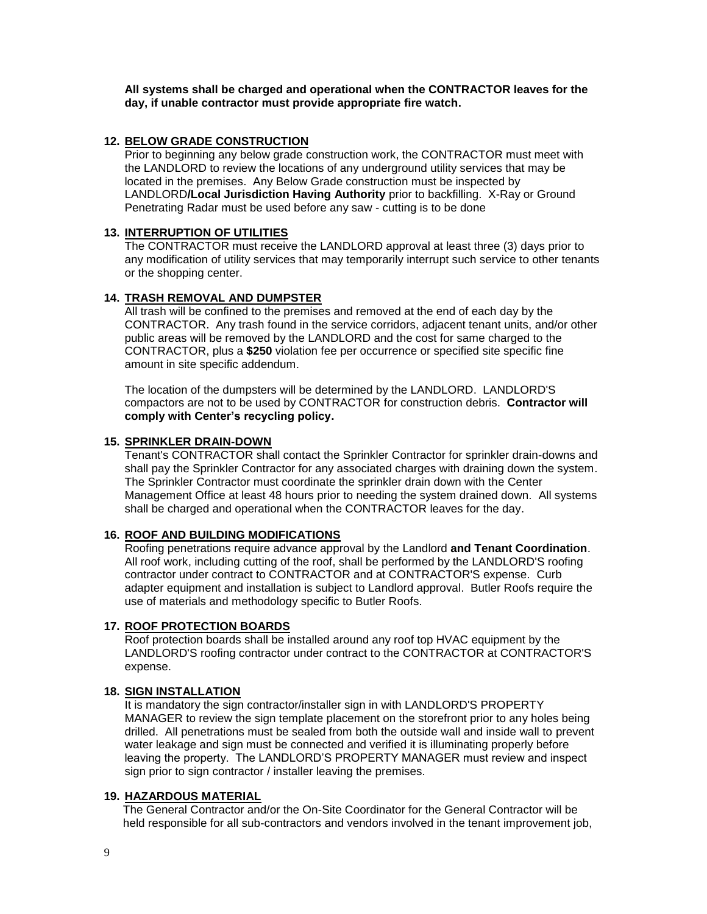**All systems shall be charged and operational when the CONTRACTOR leaves for the day, if unable contractor must provide appropriate fire watch.**

**12. BELOW GRADE CONSTRUCTION**

Prior to beginning any below grade construction work, the CONTRACTOR must meet with the LANDLORD to review the locations of any underground utility services that may be located in the premises. Any Below Grade construction must be inspected by LANDLORD**/Local Jurisdiction Having Authority** prior to backfilling. X-Ray or Ground Penetrating Radar must be used before any saw - cutting is to be done

**13. INTERRUPTION OF UTILITIES**

The CONTRACTOR must receive the LANDLORD approval at least three (3) days prior to any modification of utility services that may temporarily interrupt such service to other tenants or the shopping center.

**14. TRASH REMOVAL AND DUMPSTER**

All trash will be confined to the premises and removed at the end of each day by the CONTRACTOR. Any trash found in the service corridors, adjacent tenant units, and/or other public areas will be removed by the LANDLORD and the cost for same charged to the CONTRACTOR, plus a **$250** violation fee per occurrence or specified site specific fine amount in site specific addendum.

The location of the dumpsters will be determined by the LANDLORD. LANDLORD'S compactors are not to be used by CONTRACTOR for construction debris. **Contractor will comply with Center's recycling policy.**

**15. SPRINKLER DRAIN-DOWN**

Tenant's CONTRACTOR shall contact the Sprinkler Contractor for sprinkler drain-downs and shall pay the Sprinkler Contractor for any associated charges with draining down the system. The Sprinkler Contractor must coordinate the sprinkler drain down with the Center Management Office at least 48 hours prior to needing the system drained down. All systems shall be charged and operational when the CONTRACTOR leaves for the day.

**16. ROOF AND BUILDING MODIFICATIONS**

Roofing penetrations require advance approval by the Landlord **and Tenant Coordination**. All roof work, including cutting of the roof, shall be performed by the LANDLORD'S roofing contractor under contract to CONTRACTOR and at CONTRACTOR'S expense. Curb adapter equipment and installation is subject to Landlord approval. Butler Roofs require the use of materials and methodology specific to Butler Roofs.

**17. ROOF PROTECTION BOARDS**

Roof protection boards shall be installed around any roof top HVAC equipment by the LANDLORD'S roofing contractor under contract to the CONTRACTOR at CONTRACTOR'S expense.

**18. SIGN INSTALLATION**

It is mandatory the sign contractor/installer sign in with LANDLORD'S PROPERTY MANAGER to review the sign template placement on the storefront prior to any holes being drilled. All penetrations must be sealed from both the outside wall and inside wall to prevent water leakage and sign must be connected and verified it is illuminating properly before leaving the property. The LANDLORD'S PROPERTY MANAGER must review and inspect sign prior to sign contractor / installer leaving the premises.

**19. HAZARDOUS MATERIAL**

The General Contractor and/or the On-Site Coordinator for the General Contractor will be held responsible for all sub-contractors and vendors involved in the tenant improvement job,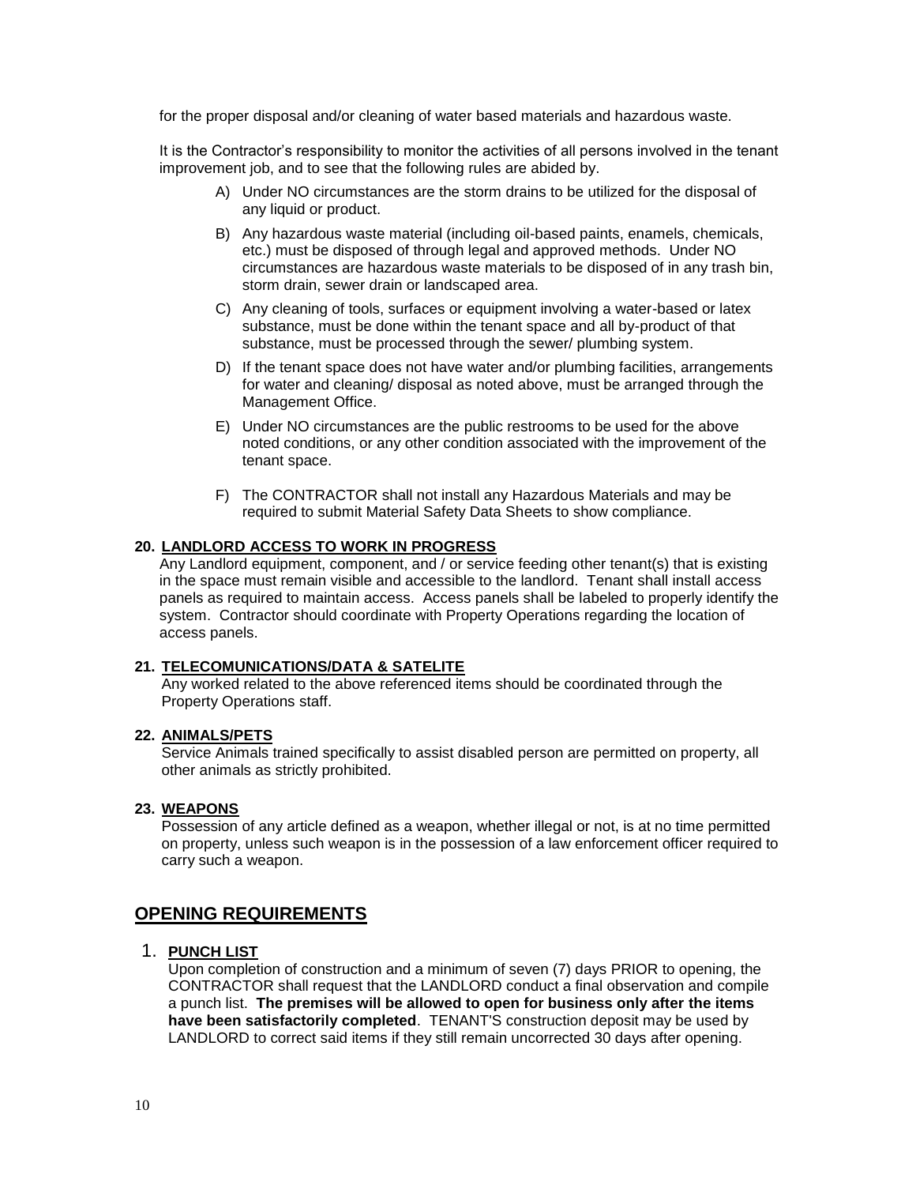for the proper disposal and/or cleaning of water based materials and hazardous waste.

It is the Contractor's responsibility to monitor the activities of all persons involved in the tenant improvement job, and to see that the following rules are abided by.

A) Under NO circumstances are the storm drains to be utilized for the disposal of any liquid or product.

B) Any hazardous waste material (including oil-based paints, enamels, chemicals, etc.) must be disposed of through legal and approved methods. Under NO circumstances are hazardous waste materials to be disposed of in any trash bin, storm drain, sewer drain or landscaped area.

C) Any cleaning of tools, surfaces or equipment involving a water-based or latex substance, must be done within the tenant space and all by-product of that substance, must be processed through the sewer/ plumbing system.

D) If the tenant space does not have water and/or plumbing facilities, arrangements for water and cleaning/ disposal as noted above, must be arranged through the Management Office.

E) Under NO circumstances are the public restrooms to be used for the above noted conditions, or any other condition associated with the improvement of the tenant space.

F) The CONTRACTOR shall not install any Hazardous Materials and may be required to submit Material Safety Data Sheets to show compliance.

**20. <u>LANDLORD ACCESS TO WORK IN PROGRESS</u>**

Any Landlord equipment, component, and / or service feeding other tenant(s) that is existing in the space must remain visible and accessible to the landlord. Tenant shall install access panels as required to maintain access. Access panels shall be labeled to properly identify the system. Contractor should coordinate with Property Operations regarding the location of access panels.

**21. <u>TELECOMUNICATIONS/DATA & SATELITE</u>**

Any worked related to the above referenced items should be coordinated through the Property Operations staff.

**22. <u>ANIMALS/PETS</u>**

Service Animals trained specifically to assist disabled person are permitted on property, all other animals as strictly prohibited.

**23. <u>WEAPONS</u>**

Possession of any article defined as a weapon, whether illegal or not, is at no time permitted on property, unless such weapon is in the possession of a law enforcement officer required to carry such a weapon.

## <u>OPENING REQUIREMENTS</u>

1. **<u>PUNCH LIST</u>**

Upon completion of construction and a minimum of seven (7) days PRIOR to opening, the CONTRACTOR shall request that the LANDLORD conduct a final observation and compile a punch list. **The premises will be allowed to open for business only after the items have been satisfactorily completed**. TENANT'S construction deposit may be used by LANDLORD to correct said items if they still remain uncorrected 30 days after opening.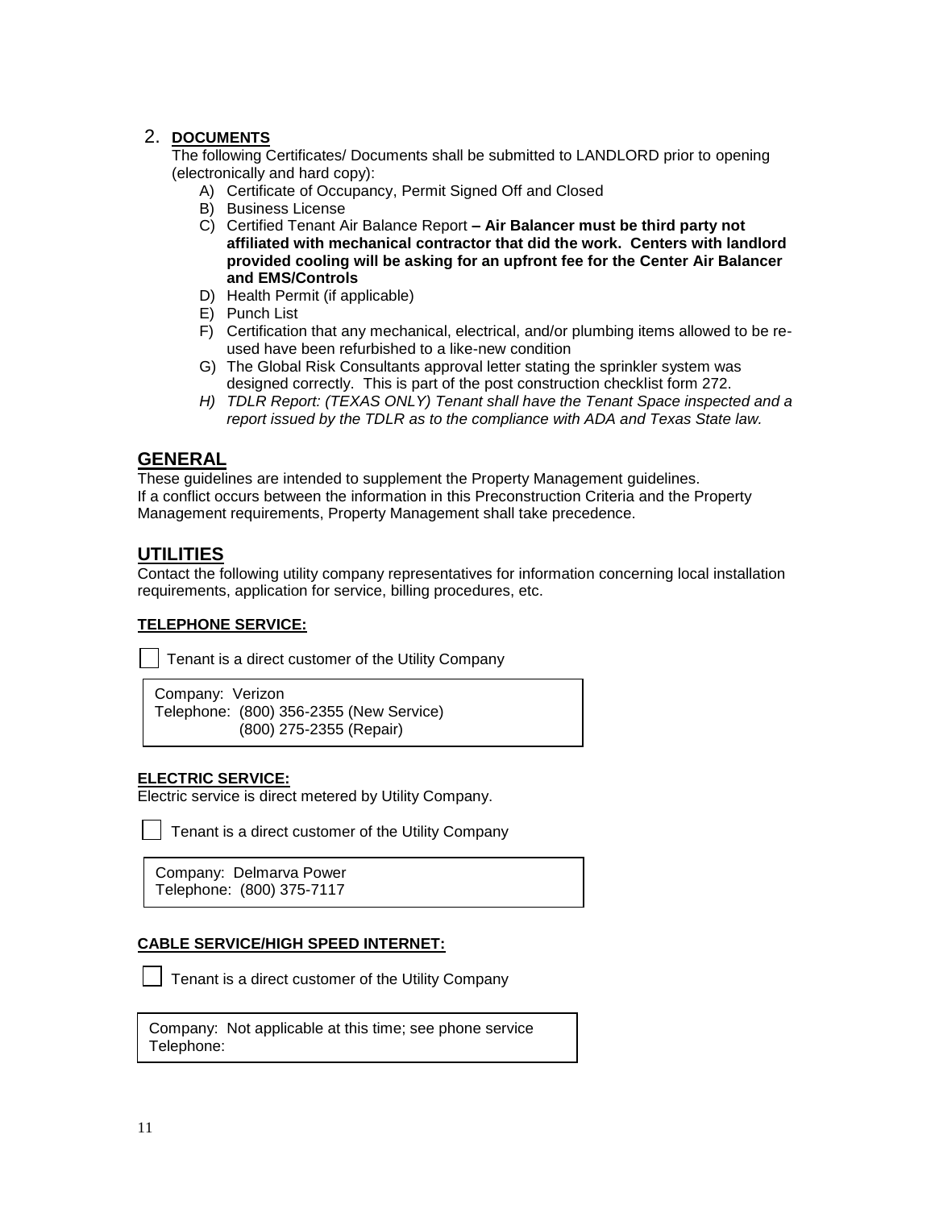## 2. DOCUMENTS

The following Certificates/ Documents shall be submitted to LANDLORD prior to opening (electronically and hard copy):

A) Certificate of Occupancy, Permit Signed Off and Closed
B) Business License
C) Certified Tenant Air Balance Report **– Air Balancer must be third party not affiliated with mechanical contractor that did the work. Centers with landlord provided cooling will be asking for an upfront fee for the Center Air Balancer and EMS/Controls**
D) Health Permit (if applicable)
E) Punch List
F) Certification that any mechanical, electrical, and/or plumbing items allowed to be re-used have been refurbished to a like-new condition
G) The Global Risk Consultants approval letter stating the sprinkler system was designed correctly. This is part of the post construction checklist form 272.
*H) TDLR Report: (TEXAS ONLY) Tenant shall have the Tenant Space inspected and a report issued by the TDLR as to the compliance with ADA and Texas State law.*

## GENERAL

These guidelines are intended to supplement the Property Management guidelines.
If a conflict occurs between the information in this Preconstruction Criteria and the Property Management requirements, Property Management shall take precedence.

## UTILITIES

Contact the following utility company representatives for information concerning local installation requirements, application for service, billing procedures, etc.

### TELEPHONE SERVICE:

☐ Tenant is a direct customer of the Utility Company

Company: Verizon
Telephone: (800) 356-2355 (New Service)
(800) 275-2355 (Repair)

### ELECTRIC SERVICE:

Electric service is direct metered by Utility Company.

☐ Tenant is a direct customer of the Utility Company

Company: Delmarva Power
Telephone: (800) 375-7117

### CABLE SERVICE/HIGH SPEED INTERNET:

☐ Tenant is a direct customer of the Utility Company

Company: Not applicable at this time; see phone service
Telephone: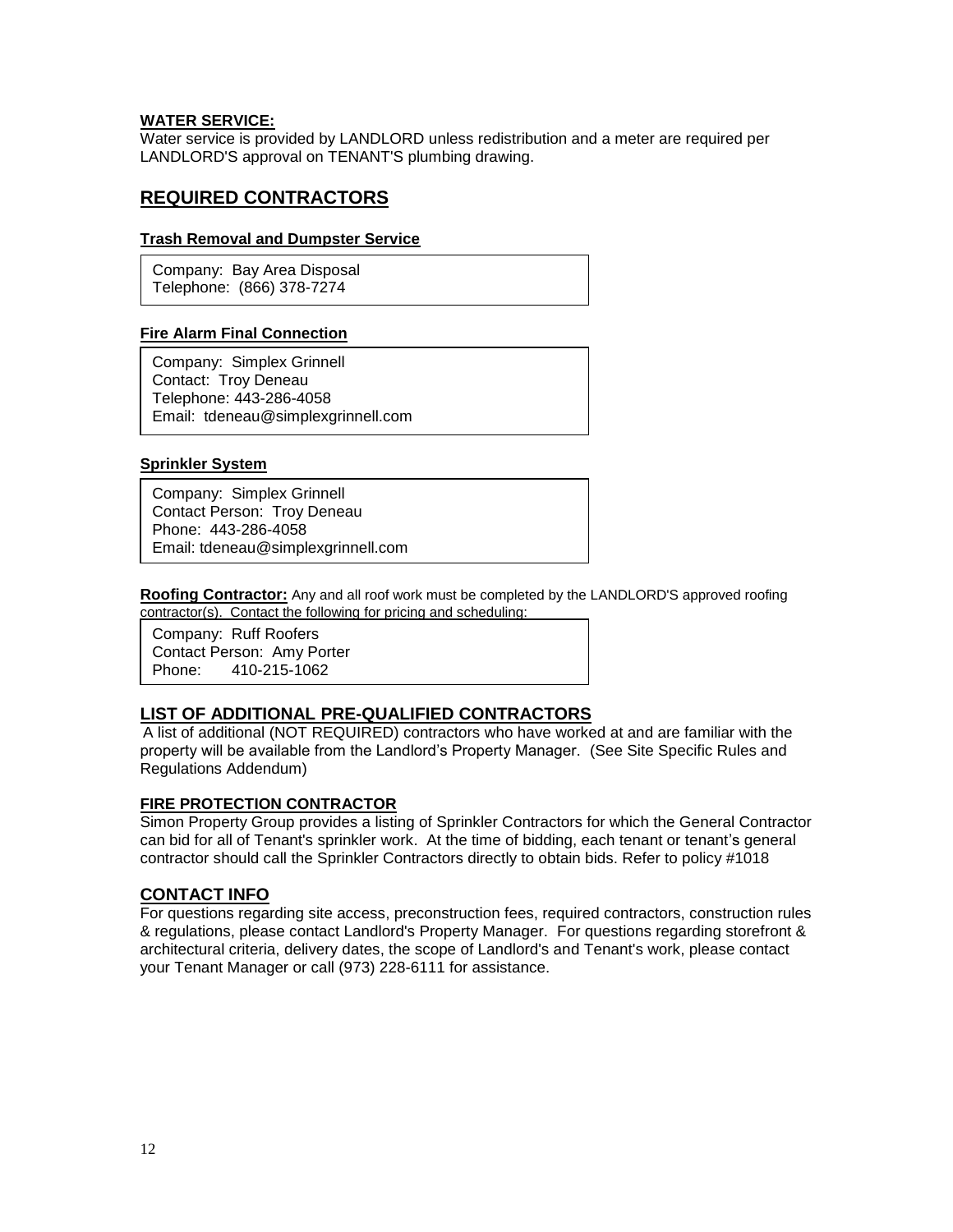**WATER SERVICE:**
Water service is provided by LANDLORD unless redistribution and a meter are required per LANDLORD'S approval on TENANT'S plumbing drawing.

## REQUIRED CONTRACTORS

**Trash Removal and Dumpster Service**

Company: Bay Area Disposal
Telephone: (866) 378-7274

**Fire Alarm Final Connection**

Company: Simplex Grinnell
Contact: Troy Deneau
Telephone: 443-286-4058
Email: tdeneau@simplexgrinnell.com

**Sprinkler System**

Company: Simplex Grinnell
Contact Person: Troy Deneau
Phone: 443-286-4058
Email: tdeneau@simplexgrinnell.com

**Roofing Contractor:** Any and all roof work must be completed by the LANDLORD'S approved roofing contractor(s). Contact the following for pricing and scheduling:

Company: Ruff Roofers
Contact Person: Amy Porter
Phone: 410-215-1062

## LIST OF ADDITIONAL PRE-QUALIFIED CONTRACTORS

A list of additional (NOT REQUIRED) contractors who have worked at and are familiar with the property will be available from the Landlord's Property Manager. (See Site Specific Rules and Regulations Addendum)

**FIRE PROTECTION CONTRACTOR**

Simon Property Group provides a listing of Sprinkler Contractors for which the General Contractor can bid for all of Tenant's sprinkler work. At the time of bidding, each tenant or tenant's general contractor should call the Sprinkler Contractors directly to obtain bids. Refer to policy #1018

## CONTACT INFO

For questions regarding site access, preconstruction fees, required contractors, construction rules & regulations, please contact Landlord's Property Manager. For questions regarding storefront & architectural criteria, delivery dates, the scope of Landlord's and Tenant's work, please contact your Tenant Manager or call (973) 228-6111 for assistance.